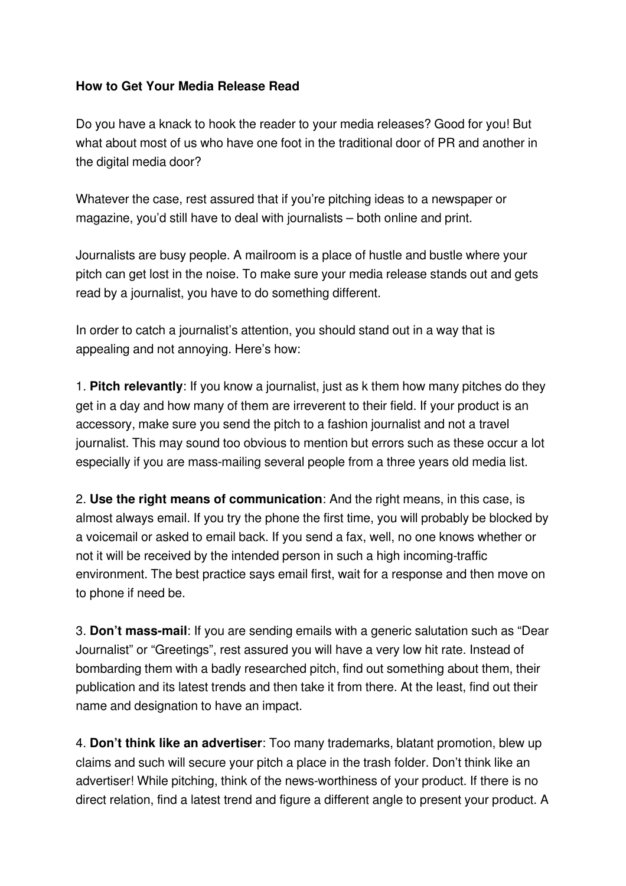**How to Get Your Media Release Read**

Do you have a knack to hook the reader to your media releases? Good for you! But what about most of us who have one foot in the traditional door of PR and another in the digital media door?

Whatever the case, rest assured that if you're pitching ideas to a newspaper or magazine, you'd still have to deal with journalists – both online and print.

Journalists are busy people. A mailroom is a place of hustle and bustle where your pitch can get lost in the noise. To make sure your media release stands out and gets read by a journalist, you have to do something different.

In order to catch a journalist's attention, you should stand out in a way that is appealing and not annoying. Here's how:

1. **Pitch relevantly**: If you know a journalist, just as k them how many pitches do they get in a day and how many of them are irreverent to their field. If your product is an accessory, make sure you send the pitch to a fashion journalist and not a travel journalist. This may sound too obvious to mention but errors such as these occur a lot especially if you are mass-mailing several people from a three years old media list.

2. **Use the right means of communication**: And the right means, in this case, is almost always email. If you try the phone the first time, you will probably be blocked by a voicemail or asked to email back. If you send a fax, well, no one knows whether or not it will be received by the intended person in such a high incoming-traffic environment. The best practice says email first, wait for a response and then move on to phone if need be.

3. **Don't mass-mail**: If you are sending emails with a generic salutation such as "Dear Journalist" or "Greetings", rest assured you will have a very low hit rate. Instead of bombarding them with a badly researched pitch, find out something about them, their publication and its latest trends and then take it from there. At the least, find out their name and designation to have an impact.

4. **Don't think like an advertiser**: Too many trademarks, blatant promotion, blew up claims and such will secure your pitch a place in the trash folder. Don't think like an advertiser! While pitching, think of the news-worthiness of your product. If there is no direct relation, find a latest trend and figure a different angle to present your product. A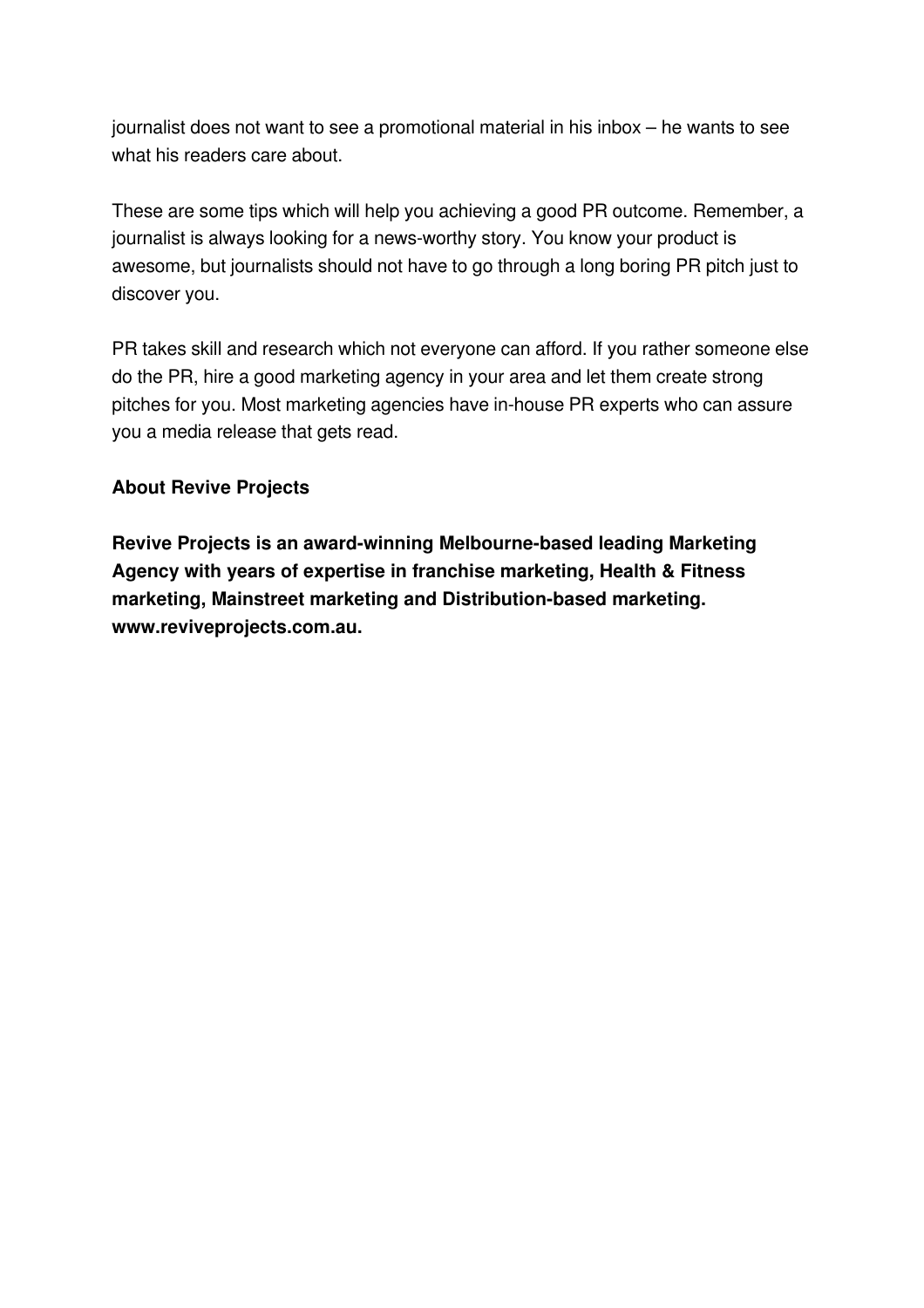journalist does not want to see a promotional material in his inbox – he wants to see what his readers care about.

These are some tips which will help you achieving a good PR outcome. Remember, a journalist is always looking for a news-worthy story. You know your product is awesome, but journalists should not have to go through a long boring PR pitch just to discover you.

PR takes skill and research which not everyone can afford. If you rather someone else do the PR, hire a good marketing agency in your area and let them create strong pitches for you. Most marketing agencies have in-house PR experts who can assure you a media release that gets read.

**About Revive Projects**

**Revive Projects is an award-winning Melbourne-based leading Marketing Agency with years of expertise in franchise marketing, Health & Fitness marketing, Mainstreet marketing and Distribution-based marketing. www.reviveprojects.com.au.**